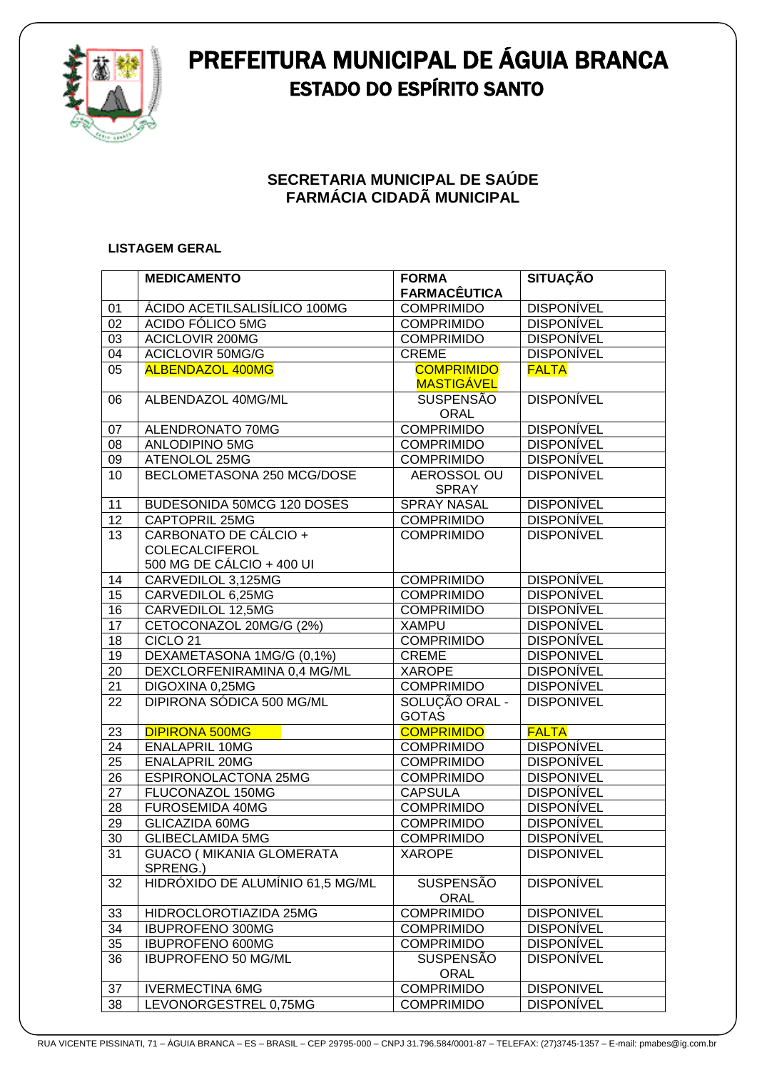# PREFEITURA MUNICIPAL DE ÁGUIA BRANCA
## ESTADO DO ESPÍRITO SANTO

### SECRETARIA MUNICIPAL DE SAÚDE
### FARMÁCIA CIDADÃ MUNICIPAL

**LISTAGEM GERAL**

| | MEDICAMENTO | FORMA FARMACÊUTICA | SITUAÇÃO |
|---|---|---|---|
| 01 | ÁCIDO ACETILSALISÍLICO 100MG | COMPRIMIDO | DISPONÍVEL |
| 02 | ACIDO FÓLICO 5MG | COMPRIMIDO | DISPONÍVEL |
| 03 | ACICLOVIR 200MG | COMPRIMIDO | DISPONÍVEL |
| 04 | ACICLOVIR 50MG/G | CREME | DISPONÍVEL |
| 05 | ALBENDAZOL 400MG | COMPRIMIDO MASTIGÁVEL | FALTA |
| 06 | ALBENDAZOL 40MG/ML | SUSPENSÃO ORAL | DISPONÍVEL |
| 07 | ALENDRONATO 70MG | COMPRIMIDO | DISPONÍVEL |
| 08 | ANLODIPINO 5MG | COMPRIMIDO | DISPONÍVEL |
| 09 | ATENOLOL 25MG | COMPRIMIDO | DISPONÍVEL |
| 10 | BECLOMETASONA 250 MCG/DOSE | AEROSSOL OU SPRAY | DISPONÍVEL |
| 11 | BUDESONIDA 50MCG 120 DOSES | SPRAY NASAL | DISPONÍVEL |
| 12 | CAPTOPRIL 25MG | COMPRIMIDO | DISPONÍVEL |
| 13 | CARBONATO DE CÁLCIO + COLECALCIFEROL 500 MG DE CÁLCIO + 400 UI | COMPRIMIDO | DISPONÍVEL |
| 14 | CARVEDILOL 3,125MG | COMPRIMIDO | DISPONÍVEL |
| 15 | CARVEDILOL 6,25MG | COMPRIMIDO | DISPONÍVEL |
| 16 | CARVEDILOL 12,5MG | COMPRIMIDO | DISPONÍVEL |
| 17 | CETOCONAZOL 20MG/G (2%) | XAMPU | DISPONÍVEL |
| 18 | CICLO 21 | COMPRIMIDO | DISPONÍVEL |
| 19 | DEXAMETASONA 1MG/G (0,1%) | CREME | DISPONIVEL |
| 20 | DEXCLORFENIRAMINA 0,4 MG/ML | XAROPE | DISPONÍVEL |
| 21 | DIGOXINA 0,25MG | COMPRIMIDO | DISPONÍVEL |
| 22 | DIPIRONA SÓDICA 500 MG/ML | SOLUÇÃO ORAL - GOTAS | DISPONIVEL |
| 23 | DIPIRONA 500MG | COMPRIMIDO | FALTA |
| 24 | ENALAPRIL 10MG | COMPRIMIDO | DISPONÍVEL |
| 25 | ENALAPRIL 20MG | COMPRIMIDO | DISPONÍVEL |
| 26 | ESPIRONOLACTONA 25MG | COMPRIMIDO | DISPONIVEL |
| 27 | FLUCONAZOL 150MG | CAPSULA | DISPONÍVEL |
| 28 | FUROSEMIDA 40MG | COMPRIMIDO | DISPONÍVEL |
| 29 | GLICAZIDA 60MG | COMPRIMIDO | DISPONÍVEL |
| 30 | GLIBECLAMIDA 5MG | COMPRIMIDO | DISPONÍVEL |
| 31 | GUACO ( MIKANIA GLOMERATA SPRENG.) | XAROPE | DISPONIVEL |
| 32 | HIDRÓXIDO DE ALUMÍNIO 61,5 MG/ML | SUSPENSÃO ORAL | DISPONÍVEL |
| 33 | HIDROCLOROTIAZIDA 25MG | COMPRIMIDO | DISPONIVEL |
| 34 | IBUPROFENO 300MG | COMPRIMIDO | DISPONÍVEL |
| 35 | IBUPROFENO 600MG | COMPRIMIDO | DISPONÍVEL |
| 36 | IBUPROFENO 50 MG/ML | SUSPENSÃO ORAL | DISPONÍVEL |
| 37 | IVERMECTINA 6MG | COMPRIMIDO | DISPONIVEL |
| 38 | LEVONORGESTREL 0,75MG | COMPRIMIDO | DISPONÍVEL |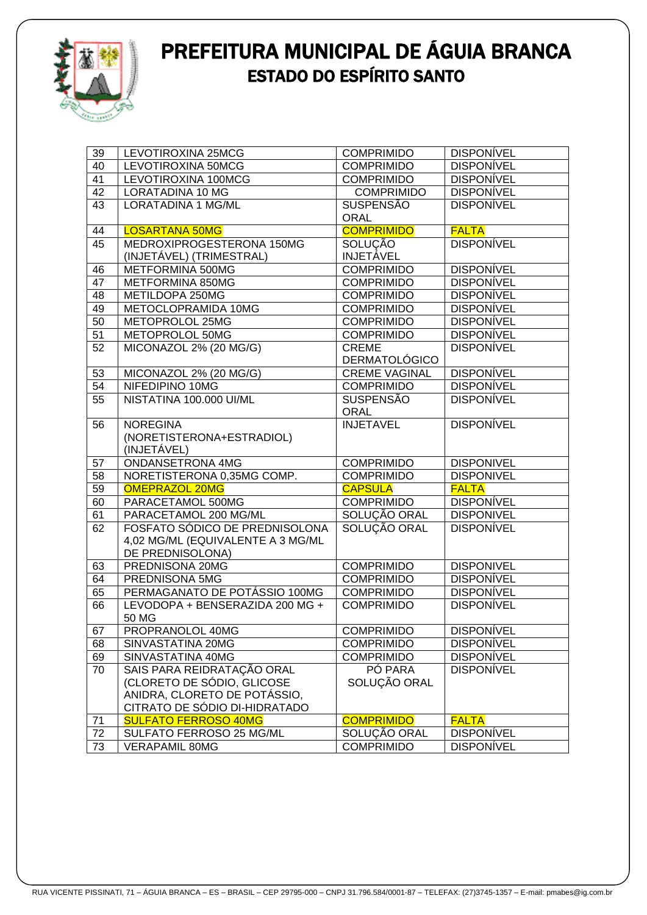# PREFEITURA MUNICIPAL DE ÁGUIA BRANCA
## ESTADO DO ESPÍRITO SANTO

| | | | |
|---|---|---|---|
| 39 | LEVOTIROXINA 25MCG | COMPRIMIDO | DISPONÍVEL |
| 40 | LEVOTIROXINA 50MCG | COMPRIMIDO | DISPONÍVEL |
| 41 | LEVOTIROXINA 100MCG | COMPRIMIDO | DISPONÍVEL |
| 42 | LORATADINA 10 MG | COMPRIMIDO | DISPONÍVEL |
| 43 | LORATADINA 1 MG/ML | SUSPENSÃO ORAL | DISPONÍVEL |
| 44 | LOSARTANA 50MG | COMPRIMIDO | FALTA |
| 45 | MEDROXIPROGESTERONA 150MG (INJETÁVEL) (TRIMESTRAL) | SOLUÇÃO INJETÁVEL | DISPONÍVEL |
| 46 | METFORMINA 500MG | COMPRIMIDO | DISPONÍVEL |
| 47 | METFORMINA 850MG | COMPRIMIDO | DISPONÍVEL |
| 48 | METILDOPA 250MG | COMPRIMIDO | DISPONÍVEL |
| 49 | METOCLOPRAMIDA 10MG | COMPRIMIDO | DISPONÍVEL |
| 50 | METOPROLOL 25MG | COMPRIMIDO | DISPONÍVEL |
| 51 | METOPROLOL 50MG | COMPRIMIDO | DISPONÍVEL |
| 52 | MICONAZOL 2% (20 MG/G) | CREME DERMATOLÓGICO | DISPONÍVEL |
| 53 | MICONAZOL 2% (20 MG/G) | CREME VAGINAL | DISPONÍVEL |
| 54 | NIFEDIPINO 10MG | COMPRIMIDO | DISPONÍVEL |
| 55 | NISTATINA 100.000 UI/ML | SUSPENSÃO ORAL | DISPONÍVEL |
| 56 | NOREGINA (NORETISTERONA+ESTRADIOL) (INJETÁVEL) | INJETAVEL | DISPONÍVEL |
| 57 | ONDANSETRONA 4MG | COMPRIMIDO | DISPONIVEL |
| 58 | NORETISTERONA 0,35MG COMP. | COMPRIMIDO | DISPONIVEL |
| 59 | OMEPRAZOL 20MG | CAPSULA | FALTA |
| 60 | PARACETAMOL 500MG | COMPRIMIDO | DISPONÍVEL |
| 61 | PARACETAMOL 200 MG/ML | SOLUÇÃO ORAL | DISPONIVEL |
| 62 | FOSFATO SÓDICO DE PREDNISOLONA 4,02 MG/ML (EQUIVALENTE A 3 MG/ML DE PREDNISOLONA) | SOLUÇÃO ORAL | DISPONÍVEL |
| 63 | PREDNISONA 20MG | COMPRIMIDO | DISPONIVEL |
| 64 | PREDNISONA 5MG | COMPRIMIDO | DISPONÍVEL |
| 65 | PERMAGANATO DE POTÁSSIO 100MG | COMPRIMIDO | DISPONÍVEL |
| 66 | LEVODOPA + BENSERAZIDA 200 MG + 50 MG | COMPRIMIDO | DISPONÍVEL |
| 67 | PROPRANOLOL 40MG | COMPRIMIDO | DISPONÍVEL |
| 68 | SINVASTATINA 20MG | COMPRIMIDO | DISPONÍVEL |
| 69 | SINVASTATINA 40MG | COMPRIMIDO | DISPONÍVEL |
| 70 | SAIS PARA REIDRATAÇÃO ORAL (CLORETO DE SÓDIO, GLICOSE ANIDRA, CLORETO DE POTÁSSIO, CITRATO DE SÓDIO DI-HIDRATADO | PÓ PARA SOLUÇÃO ORAL | DISPONÍVEL |
| 71 | SULFATO FERROSO 40MG | COMPRIMIDO | FALTA |
| 72 | SULFATO FERROSO 25 MG/ML | SOLUÇÃO ORAL | DISPONÍVEL |
| 73 | VERAPAMIL 80MG | COMPRIMIDO | DISPONÍVEL |

RUA VICENTE PISSINATI, 71 – ÁGUIA BRANCA – ES – BRASIL – CEP 29795-000 – CNPJ 31.796.584/0001-87 – TELEFAX: (27)3745-1357 – E-mail: pmabes@ig.com.br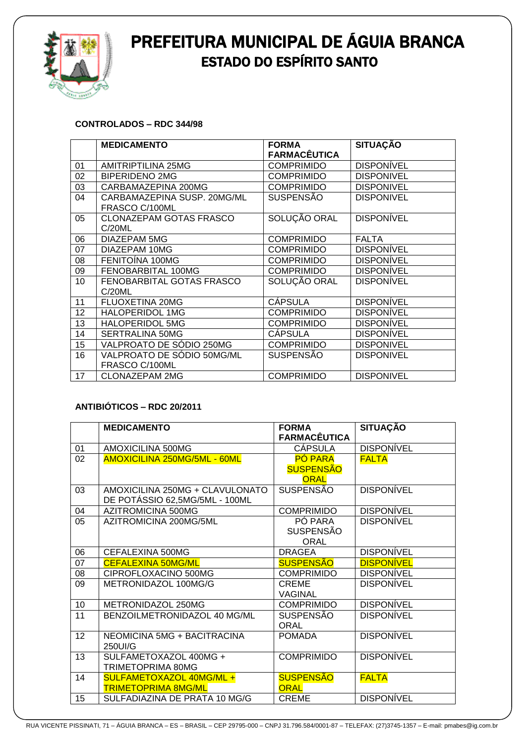# PREFEITURA MUNICIPAL DE ÁGUIA BRANCA
## ESTADO DO ESPÍRITO SANTO

**CONTROLADOS – RDC 344/98**

| | MEDICAMENTO | FORMA FARMACÊUTICA | SITUAÇÃO |
|---|---|---|---|
| 01 | AMITRIPTILINA 25MG | COMPRIMIDO | DISPONÍVEL |
| 02 | BIPERIDENO 2MG | COMPRIMIDO | DISPONIVEL |
| 03 | CARBAMAZEPINA 200MG | COMPRIMIDO | DISPONIVEL |
| 04 | CARBAMAZEPINA SUSP. 20MG/ML FRASCO C/100ML | SUSPENSÃO | DISPONIVEL |
| 05 | CLONAZEPAM GOTAS FRASCO C/20ML | SOLUÇÃO ORAL | DISPONÍVEL |
| 06 | DIAZEPAM 5MG | COMPRIMIDO | FALTA |
| 07 | DIAZEPAM 10MG | COMPRIMIDO | DISPONÍVEL |
| 08 | FENITOÍNA 100MG | COMPRIMIDO | DISPONÍVEL |
| 09 | FENOBARBITAL 100MG | COMPRIMIDO | DISPONÍVEL |
| 10 | FENOBARBITAL GOTAS FRASCO C/20ML | SOLUÇÃO ORAL | DISPONÍVEL |
| 11 | FLUOXETINA 20MG | CÁPSULA | DISPONÍVEL |
| 12 | HALOPERIDOL 1MG | COMPRIMIDO | DISPONÍVEL |
| 13 | HALOPERIDOL 5MG | COMPRIMIDO | DISPONÍVEL |
| 14 | SERTRALINA 50MG | CÁPSULA | DISPONÍVEL |
| 15 | VALPROATO DE SÓDIO 250MG | COMPRIMIDO | DISPONIVEL |
| 16 | VALPROATO DE SÓDIO 50MG/ML FRASCO C/100ML | SUSPENSÃO | DISPONIVEL |
| 17 | CLONAZEPAM 2MG | COMPRIMIDO | DISPONIVEL |

**ANTIBIÓTICOS – RDC 20/2011**

| | MEDICAMENTO | FORMA FARMACÊUTICA | SITUAÇÃO |
|---|---|---|---|
| 01 | AMOXICILINA 500MG | CÁPSULA | DISPONÍVEL |
| 02 | AMOXICILINA 250MG/5ML - 60ML | PÓ PARA SUSPENSÃO ORAL | FALTA |
| 03 | AMOXICILINA 250MG + CLAVULONATO DE POTÁSSIO 62,5MG/5ML - 100ML | SUSPENSÃO | DISPONÍVEL |
| 04 | AZITROMICINA 500MG | COMPRIMIDO | DISPONÍVEL |
| 05 | AZITROMICINA 200MG/5ML | PÓ PARA SUSPENSÃO ORAL | DISPONÍVEL |
| 06 | CEFALEXINA 500MG | DRAGEA | DISPONÍVEL |
| 07 | CEFALEXINA 50MG/ML | SUSPENSÃO | DISPONÍVEL |
| 08 | CIPROFLOXACINO 500MG | COMPRIMIDO | DISPONÍVEL |
| 09 | METRONIDAZOL 100MG/G | CREME VAGINAL | DISPONÍVEL |
| 10 | METRONIDAZOL 250MG | COMPRIMIDO | DISPONÍVEL |
| 11 | BENZOILMETRONIDAZOL 40 MG/ML | SUSPENSÃO ORAL | DISPONÍVEL |
| 12 | NEOMICINA 5MG + BACITRACINA 250UI/G | POMADA | DISPONÍVEL |
| 13 | SULFAMETOXAZOL 400MG + TRIMETOPRIMA 80MG | COMPRIMIDO | DISPONÍVEL |
| 14 | SULFAMETOXAZOL 40MG/ML + TRIMETOPRIMA 8MG/ML | SUSPENSÃO ORAL | FALTA |
| 15 | SULFADIAZINA DE PRATA 10 MG/G | CREME | DISPONÍVEL |

RUA VICENTE PISSINATI, 71 – ÁGUIA BRANCA – ES – BRASIL – CEP 29795-000 – CNPJ 31.796.584/0001-87 – TELEFAX: (27)3745-1357 – E-mail: pmabes@ig.com.br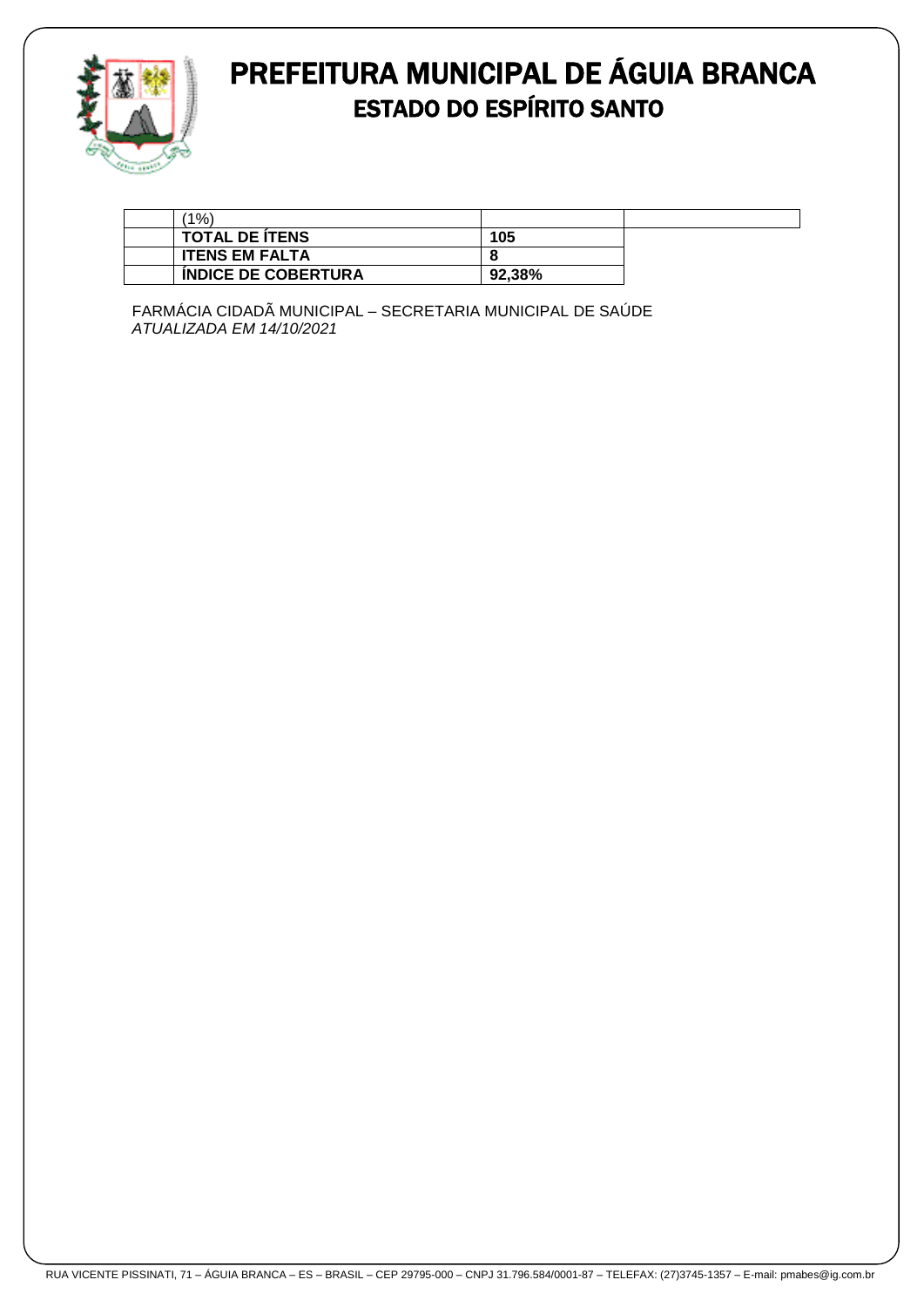| | | | |
|---|---|---|---|
| | (1%) | | |
| | **TOTAL DE ÍTENS** | **105** | |
| | **ITENS EM FALTA** | **8** | |
| | **ÍNDICE DE COBERTURA** | **92,38%** | |

FARMÁCIA CIDADÃ MUNICIPAL – SECRETARIA MUNICIPAL DE SAÚDE
*ATUALIZADA EM 14/10/2021*